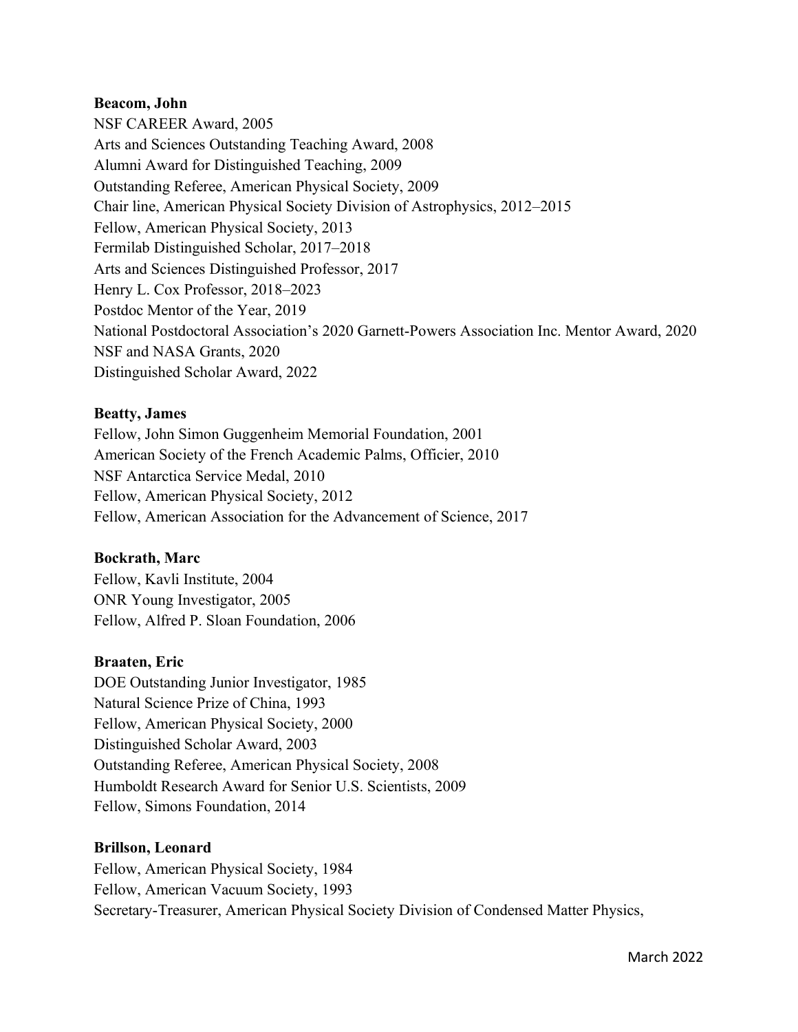**Beacom, John**
NSF CAREER Award, 2005
Arts and Sciences Outstanding Teaching Award, 2008
Alumni Award for Distinguished Teaching, 2009
Outstanding Referee, American Physical Society, 2009
Chair line, American Physical Society Division of Astrophysics, 2012–2015
Fellow, American Physical Society, 2013
Fermilab Distinguished Scholar, 2017–2018
Arts and Sciences Distinguished Professor, 2017
Henry L. Cox Professor, 2018–2023
Postdoc Mentor of the Year, 2019
National Postdoctoral Association's 2020 Garnett-Powers Association Inc. Mentor Award, 2020
NSF and NASA Grants, 2020
Distinguished Scholar Award, 2022

**Beatty, James**
Fellow, John Simon Guggenheim Memorial Foundation, 2001
American Society of the French Academic Palms, Officier, 2010
NSF Antarctica Service Medal, 2010
Fellow, American Physical Society, 2012
Fellow, American Association for the Advancement of Science, 2017

**Bockrath, Marc**
Fellow, Kavli Institute, 2004
ONR Young Investigator, 2005
Fellow, Alfred P. Sloan Foundation, 2006

**Braaten, Eric**
DOE Outstanding Junior Investigator, 1985
Natural Science Prize of China, 1993
Fellow, American Physical Society, 2000
Distinguished Scholar Award, 2003
Outstanding Referee, American Physical Society, 2008
Humboldt Research Award for Senior U.S. Scientists, 2009
Fellow, Simons Foundation, 2014

**Brillson, Leonard**
Fellow, American Physical Society, 1984
Fellow, American Vacuum Society, 1993
Secretary-Treasurer, American Physical Society Division of Condensed Matter Physics,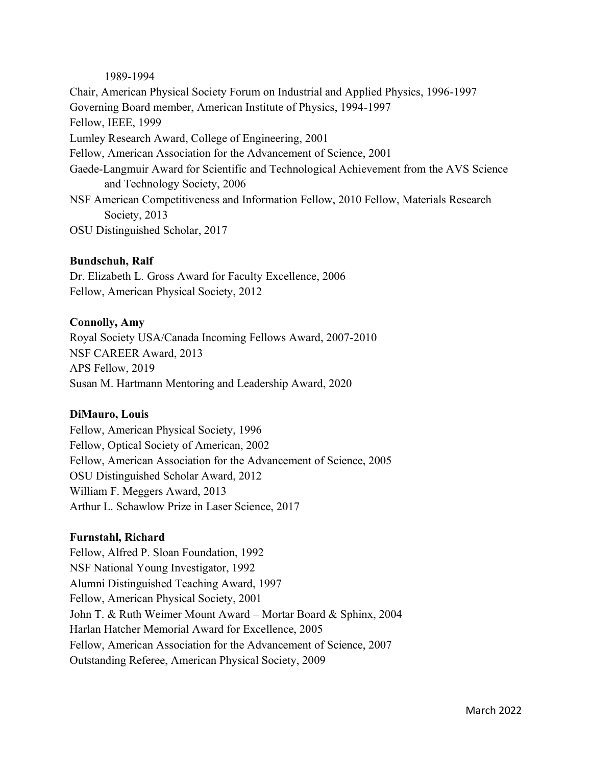1989-1994

Chair, American Physical Society Forum on Industrial and Applied Physics, 1996-1997
Governing Board member, American Institute of Physics, 1994-1997
Fellow, IEEE, 1999
Lumley Research Award, College of Engineering, 2001
Fellow, American Association for the Advancement of Science, 2001
Gaede-Langmuir Award for Scientific and Technological Achievement from the AVS Science and Technology Society, 2006
NSF American Competitiveness and Information Fellow, 2010 Fellow, Materials Research Society, 2013
OSU Distinguished Scholar, 2017

**Bundschuh, Ralf**

Dr. Elizabeth L. Gross Award for Faculty Excellence, 2006
Fellow, American Physical Society, 2012

**Connolly, Amy**

Royal Society USA/Canada Incoming Fellows Award, 2007-2010
NSF CAREER Award, 2013
APS Fellow, 2019
Susan M. Hartmann Mentoring and Leadership Award, 2020

**DiMauro, Louis**

Fellow, American Physical Society, 1996
Fellow, Optical Society of American, 2002
Fellow, American Association for the Advancement of Science, 2005
OSU Distinguished Scholar Award, 2012
William F. Meggers Award, 2013
Arthur L. Schawlow Prize in Laser Science, 2017

**Furnstahl, Richard**

Fellow, Alfred P. Sloan Foundation, 1992
NSF National Young Investigator, 1992
Alumni Distinguished Teaching Award, 1997
Fellow, American Physical Society, 2001
John T. & Ruth Weimer Mount Award – Mortar Board & Sphinx, 2004
Harlan Hatcher Memorial Award for Excellence, 2005
Fellow, American Association for the Advancement of Science, 2007
Outstanding Referee, American Physical Society, 2009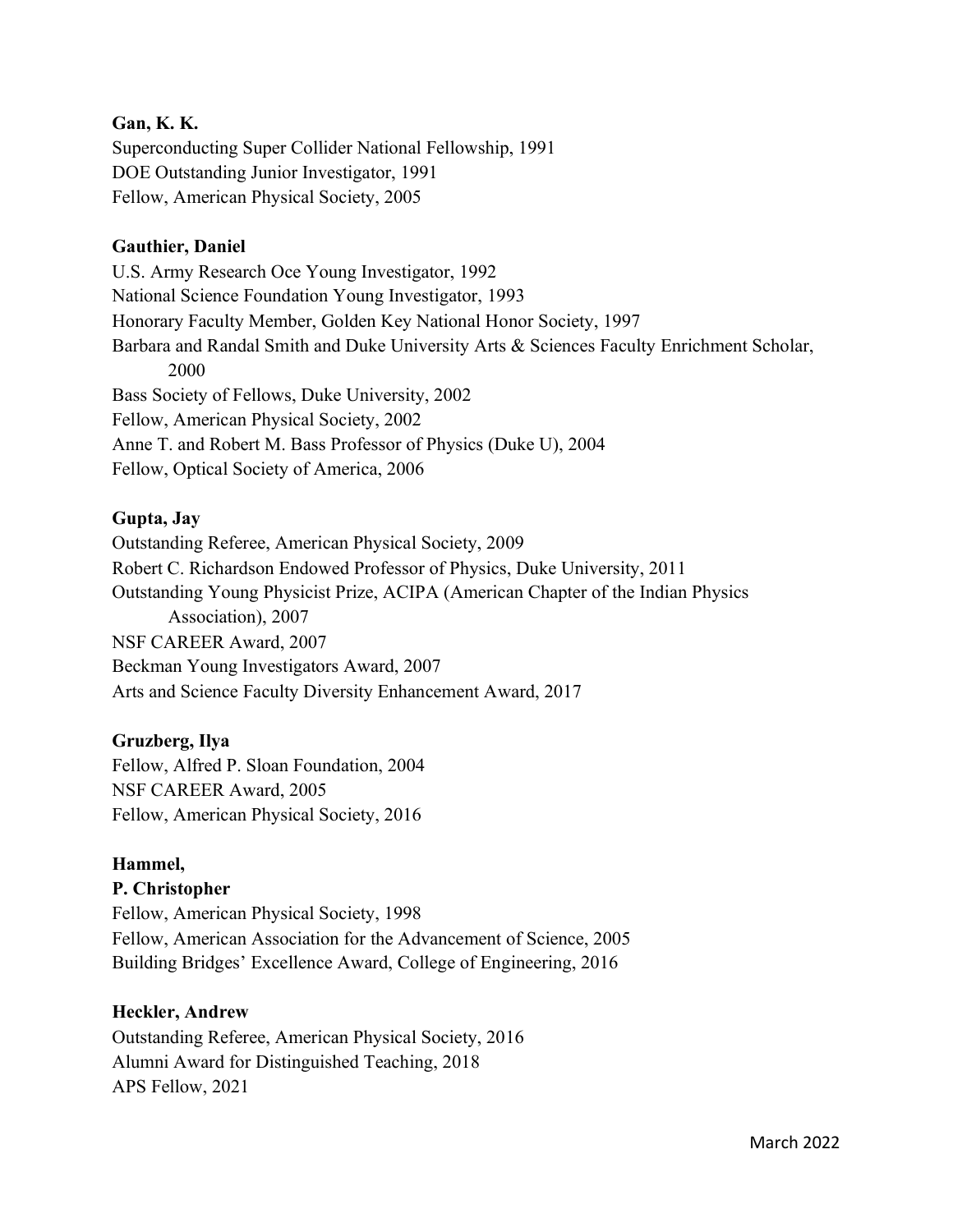**Gan, K. K.**
Superconducting Super Collider National Fellowship, 1991
DOE Outstanding Junior Investigator, 1991
Fellow, American Physical Society, 2005

**Gauthier, Daniel**
U.S. Army Research Oce Young Investigator, 1992
National Science Foundation Young Investigator, 1993
Honorary Faculty Member, Golden Key National Honor Society, 1997
Barbara and Randal Smith and Duke University Arts & Sciences Faculty Enrichment Scholar, 2000
Bass Society of Fellows, Duke University, 2002
Fellow, American Physical Society, 2002
Anne T. and Robert M. Bass Professor of Physics (Duke U), 2004
Fellow, Optical Society of America, 2006

**Gupta, Jay**
Outstanding Referee, American Physical Society, 2009
Robert C. Richardson Endowed Professor of Physics, Duke University, 2011
Outstanding Young Physicist Prize, ACIPA (American Chapter of the Indian Physics Association), 2007
NSF CAREER Award, 2007
Beckman Young Investigators Award, 2007
Arts and Science Faculty Diversity Enhancement Award, 2017

**Gruzberg, Ilya**
Fellow, Alfred P. Sloan Foundation, 2004
NSF CAREER Award, 2005
Fellow, American Physical Society, 2016

**Hammel, P. Christopher**
Fellow, American Physical Society, 1998
Fellow, American Association for the Advancement of Science, 2005
Building Bridges' Excellence Award, College of Engineering, 2016

**Heckler, Andrew**
Outstanding Referee, American Physical Society, 2016
Alumni Award for Distinguished Teaching, 2018
APS Fellow, 2021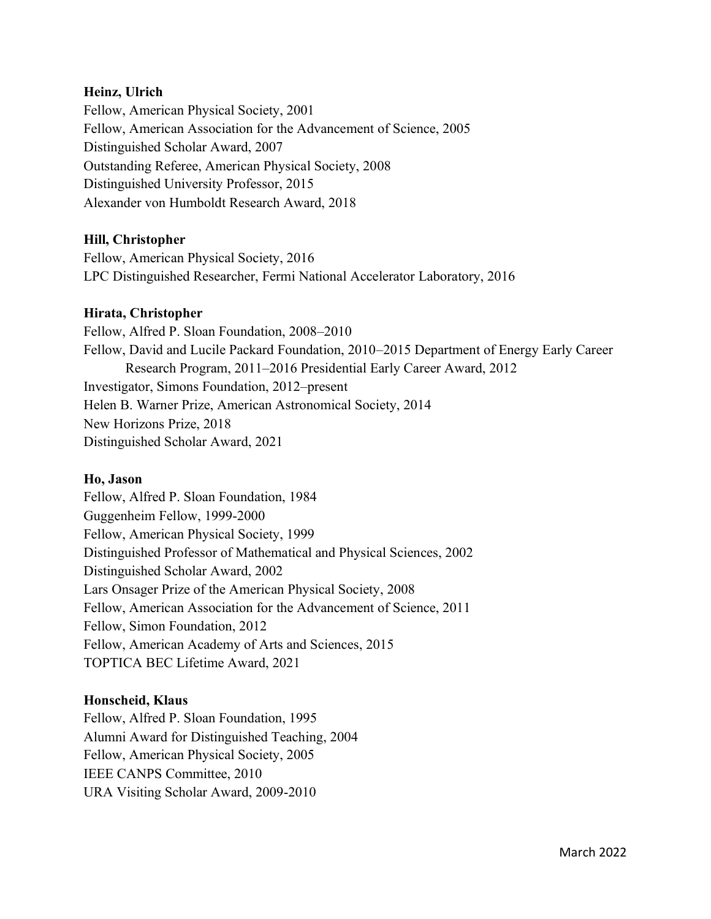**Heinz, Ulrich**

Fellow, American Physical Society, 2001
Fellow, American Association for the Advancement of Science, 2005
Distinguished Scholar Award, 2007
Outstanding Referee, American Physical Society, 2008
Distinguished University Professor, 2015
Alexander von Humboldt Research Award, 2018

**Hill, Christopher**

Fellow, American Physical Society, 2016
LPC Distinguished Researcher, Fermi National Accelerator Laboratory, 2016

**Hirata, Christopher**

Fellow, Alfred P. Sloan Foundation, 2008–2010
Fellow, David and Lucile Packard Foundation, 2010–2015 Department of Energy Early Career Research Program, 2011–2016 Presidential Early Career Award, 2012
Investigator, Simons Foundation, 2012–present
Helen B. Warner Prize, American Astronomical Society, 2014
New Horizons Prize, 2018
Distinguished Scholar Award, 2021

**Ho, Jason**

Fellow, Alfred P. Sloan Foundation, 1984
Guggenheim Fellow, 1999-2000
Fellow, American Physical Society, 1999
Distinguished Professor of Mathematical and Physical Sciences, 2002
Distinguished Scholar Award, 2002
Lars Onsager Prize of the American Physical Society, 2008
Fellow, American Association for the Advancement of Science, 2011
Fellow, Simon Foundation, 2012
Fellow, American Academy of Arts and Sciences, 2015
TOPTICA BEC Lifetime Award, 2021

**Honscheid, Klaus**

Fellow, Alfred P. Sloan Foundation, 1995
Alumni Award for Distinguished Teaching, 2004
Fellow, American Physical Society, 2005
IEEE CANPS Committee, 2010
URA Visiting Scholar Award, 2009-2010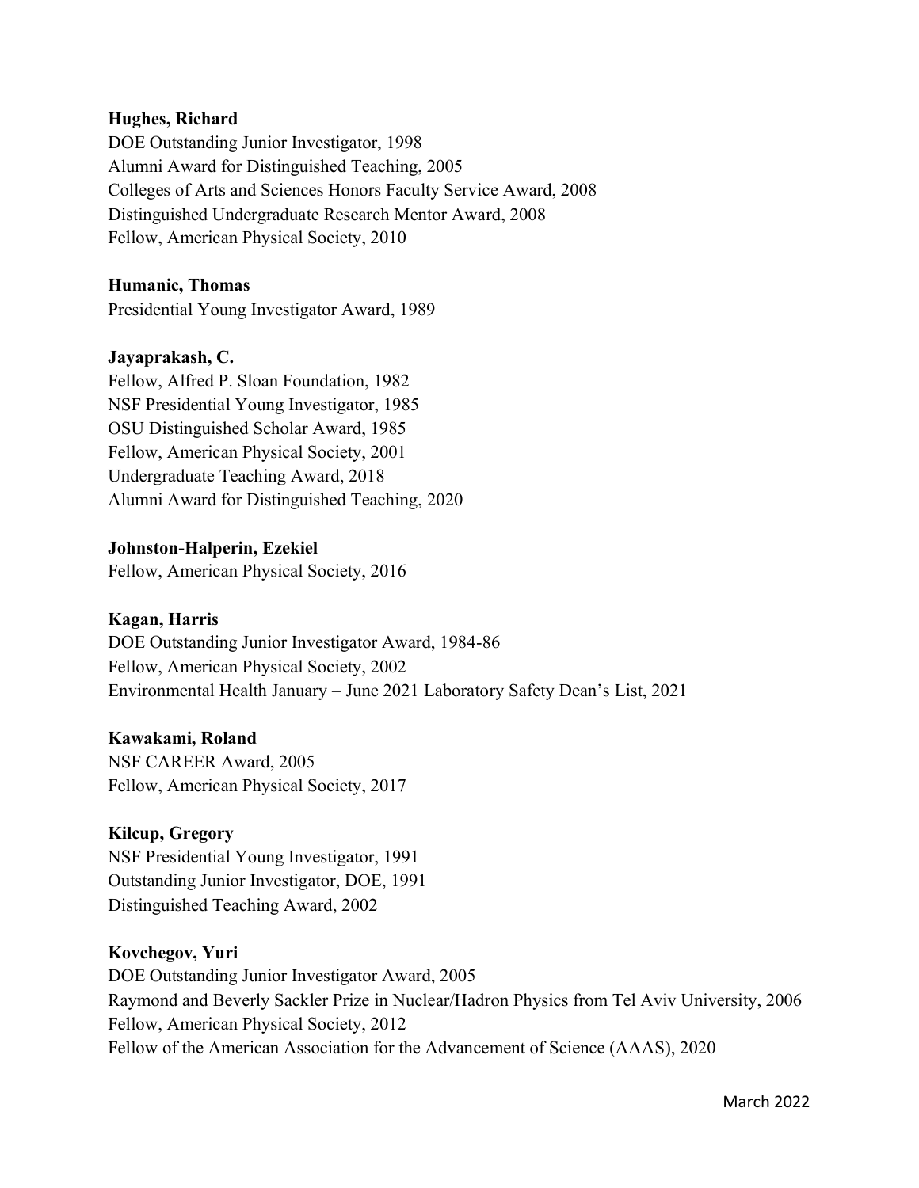**Hughes, Richard**
DOE Outstanding Junior Investigator, 1998
Alumni Award for Distinguished Teaching, 2005
Colleges of Arts and Sciences Honors Faculty Service Award, 2008
Distinguished Undergraduate Research Mentor Award, 2008
Fellow, American Physical Society, 2010

**Humanic, Thomas**
Presidential Young Investigator Award, 1989

**Jayaprakash, C.**
Fellow, Alfred P. Sloan Foundation, 1982
NSF Presidential Young Investigator, 1985
OSU Distinguished Scholar Award, 1985
Fellow, American Physical Society, 2001
Undergraduate Teaching Award, 2018
Alumni Award for Distinguished Teaching, 2020

**Johnston-Halperin, Ezekiel**
Fellow, American Physical Society, 2016

**Kagan, Harris**
DOE Outstanding Junior Investigator Award, 1984-86
Fellow, American Physical Society, 2002
Environmental Health January – June 2021 Laboratory Safety Dean's List, 2021

**Kawakami, Roland**
NSF CAREER Award, 2005
Fellow, American Physical Society, 2017

**Kilcup, Gregory**
NSF Presidential Young Investigator, 1991
Outstanding Junior Investigator, DOE, 1991
Distinguished Teaching Award, 2002

**Kovchegov, Yuri**
DOE Outstanding Junior Investigator Award, 2005
Raymond and Beverly Sackler Prize in Nuclear/Hadron Physics from Tel Aviv University, 2006
Fellow, American Physical Society, 2012
Fellow of the American Association for the Advancement of Science (AAAS), 2020

March 2022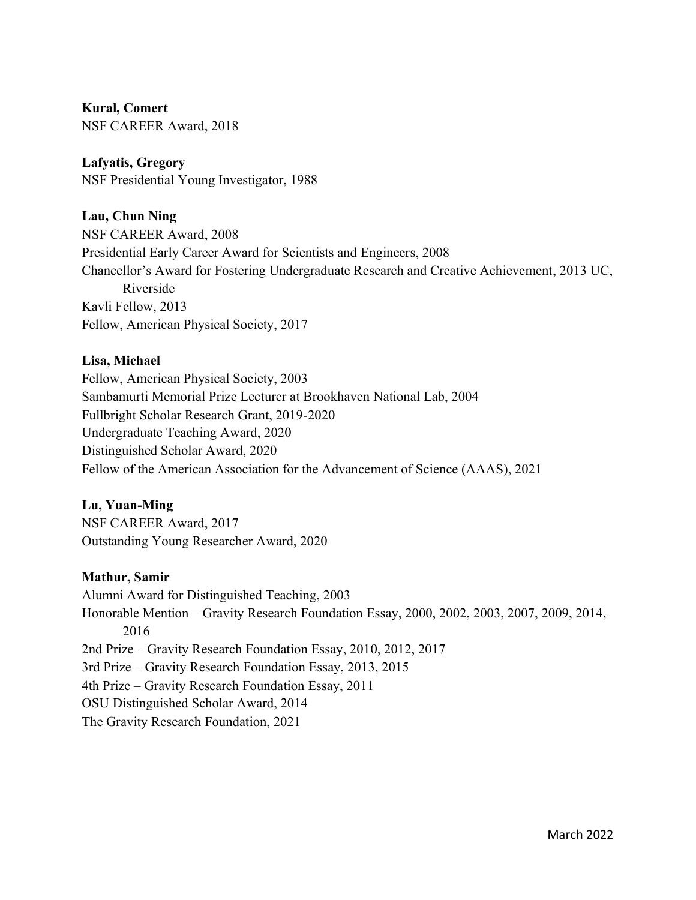**Kural, Comert**
NSF CAREER Award, 2018

**Lafyatis, Gregory**
NSF Presidential Young Investigator, 1988

**Lau, Chun Ning**
NSF CAREER Award, 2008
Presidential Early Career Award for Scientists and Engineers, 2008
Chancellor's Award for Fostering Undergraduate Research and Creative Achievement, 2013 UC, Riverside
Kavli Fellow, 2013
Fellow, American Physical Society, 2017

**Lisa, Michael**
Fellow, American Physical Society, 2003
Sambamurti Memorial Prize Lecturer at Brookhaven National Lab, 2004
Fullbright Scholar Research Grant, 2019-2020
Undergraduate Teaching Award, 2020
Distinguished Scholar Award, 2020
Fellow of the American Association for the Advancement of Science (AAAS), 2021

**Lu, Yuan-Ming**
NSF CAREER Award, 2017
Outstanding Young Researcher Award, 2020

**Mathur, Samir**
Alumni Award for Distinguished Teaching, 2003
Honorable Mention – Gravity Research Foundation Essay, 2000, 2002, 2003, 2007, 2009, 2014, 2016
2nd Prize – Gravity Research Foundation Essay, 2010, 2012, 2017
3rd Prize – Gravity Research Foundation Essay, 2013, 2015
4th Prize – Gravity Research Foundation Essay, 2011
OSU Distinguished Scholar Award, 2014
The Gravity Research Foundation, 2021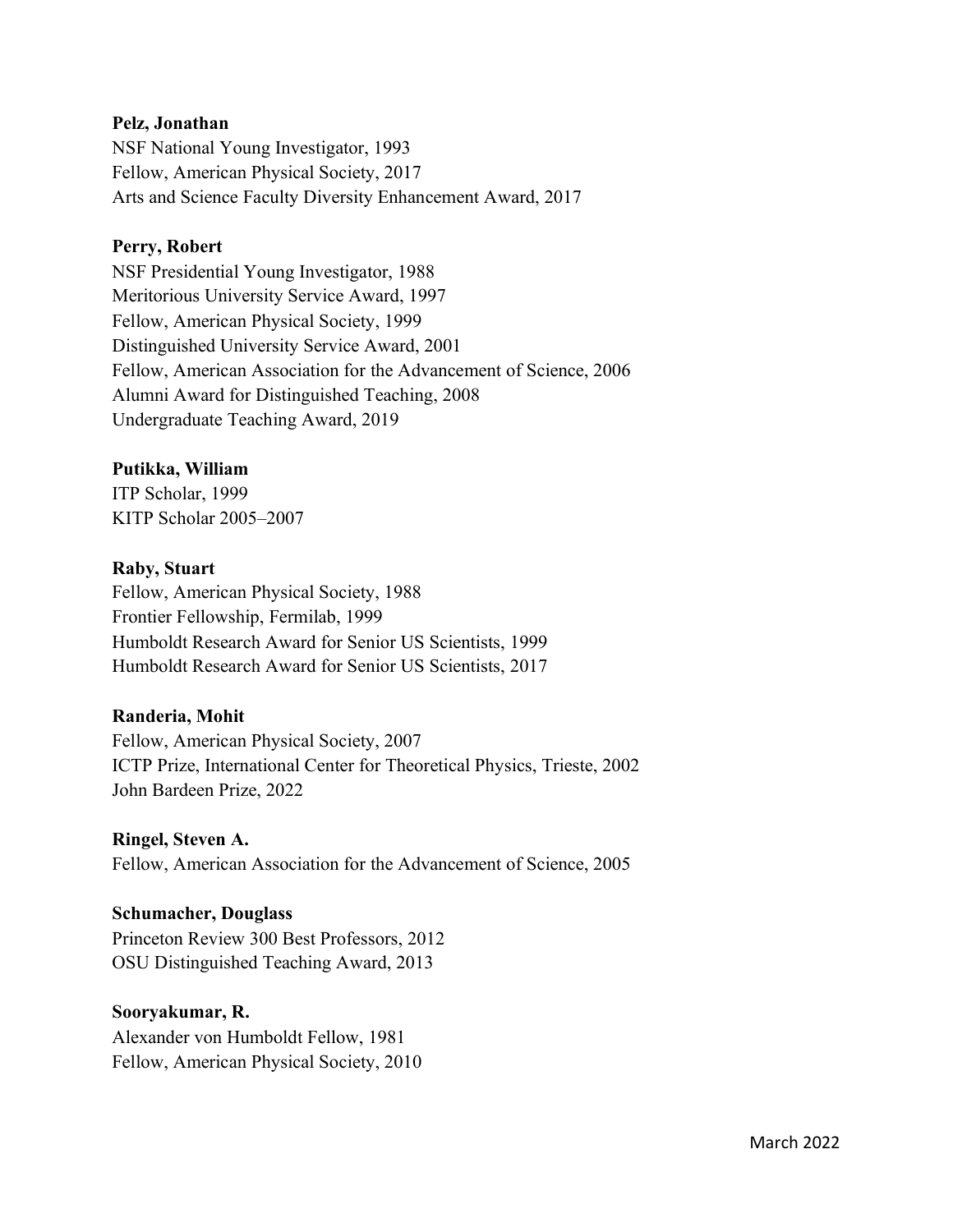**Pelz, Jonathan**
NSF National Young Investigator, 1993
Fellow, American Physical Society, 2017
Arts and Science Faculty Diversity Enhancement Award, 2017

**Perry, Robert**
NSF Presidential Young Investigator, 1988
Meritorious University Service Award, 1997
Fellow, American Physical Society, 1999
Distinguished University Service Award, 2001
Fellow, American Association for the Advancement of Science, 2006
Alumni Award for Distinguished Teaching, 2008
Undergraduate Teaching Award, 2019

**Putikka, William**
ITP Scholar, 1999
KITP Scholar 2005–2007

**Raby, Stuart**
Fellow, American Physical Society, 1988
Frontier Fellowship, Fermilab, 1999
Humboldt Research Award for Senior US Scientists, 1999
Humboldt Research Award for Senior US Scientists, 2017

**Randeria, Mohit**
Fellow, American Physical Society, 2007
ICTP Prize, International Center for Theoretical Physics, Trieste, 2002
John Bardeen Prize, 2022

**Ringel, Steven A.**
Fellow, American Association for the Advancement of Science, 2005

**Schumacher, Douglass**
Princeton Review 300 Best Professors, 2012
OSU Distinguished Teaching Award, 2013

**Sooryakumar, R.**
Alexander von Humboldt Fellow, 1981
Fellow, American Physical Society, 2010

March 2022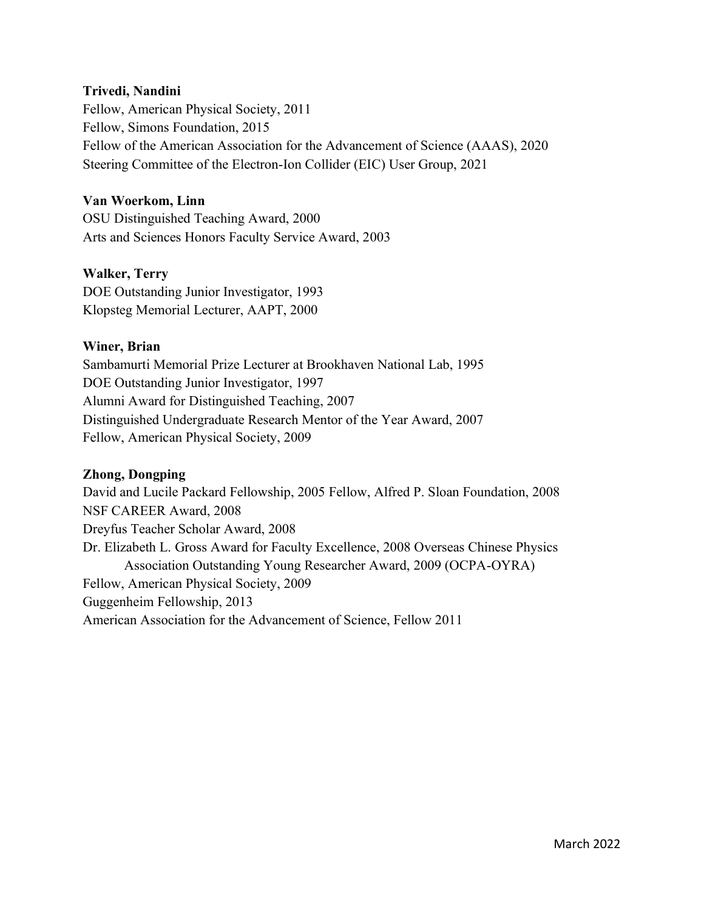**Trivedi, Nandini**
Fellow, American Physical Society, 2011
Fellow, Simons Foundation, 2015
Fellow of the American Association for the Advancement of Science (AAAS), 2020
Steering Committee of the Electron-Ion Collider (EIC) User Group, 2021

**Van Woerkom, Linn**
OSU Distinguished Teaching Award, 2000
Arts and Sciences Honors Faculty Service Award, 2003

**Walker, Terry**
DOE Outstanding Junior Investigator, 1993
Klopsteg Memorial Lecturer, AAPT, 2000

**Winer, Brian**
Sambamurti Memorial Prize Lecturer at Brookhaven National Lab, 1995
DOE Outstanding Junior Investigator, 1997
Alumni Award for Distinguished Teaching, 2007
Distinguished Undergraduate Research Mentor of the Year Award, 2007
Fellow, American Physical Society, 2009

**Zhong, Dongping**
David and Lucile Packard Fellowship, 2005 Fellow, Alfred P. Sloan Foundation, 2008
NSF CAREER Award, 2008
Dreyfus Teacher Scholar Award, 2008
Dr. Elizabeth L. Gross Award for Faculty Excellence, 2008 Overseas Chinese Physics Association Outstanding Young Researcher Award, 2009 (OCPA-OYRA)
Fellow, American Physical Society, 2009
Guggenheim Fellowship, 2013
American Association for the Advancement of Science, Fellow 2011

March 2022